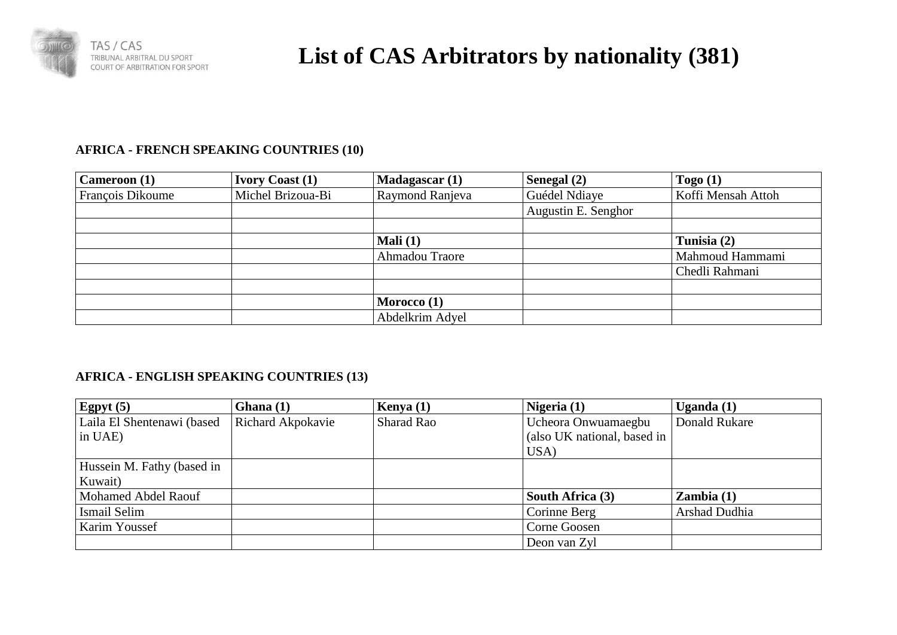TAS / CAS
TRIBUNAL ARBITRAL DU SPORT
COURT OF ARBITRATION FOR SPORT

# List of CAS Arbitrators by nationality (381)

### AFRICA - FRENCH SPEAKING COUNTRIES (10)

| **Cameroon (1)** | **Ivory Coast (1)** | **Madagascar (1)** | **Senegal (2)** | **Togo (1)** |
|---|---|---|---|---|
| François Dikoume | Michel Brizoua-Bi | Raymond Ranjeva | Guédel Ndiaye | Koffi Mensah Attoh |
| | | | Augustin E. Senghor | |
| | | | | |
| | | **Mali (1)** | | **Tunisia (2)** |
| | | Ahmadou Traore | | Mahmoud Hammami |
| | | | | Chedli Rahmani |
| | | | | |
| | | **Morocco (1)** | | |
| | | Abdelkrim Adyel | | |

### AFRICA - ENGLISH SPEAKING COUNTRIES (13)

| **Egpyt (5)** | **Ghana (1)** | **Kenya (1)** | **Nigeria (1)** | **Uganda (1)** |
|---|---|---|---|---|
| Laila El Shentenawi (based in UAE) | Richard Akpokavie | Sharad Rao | Ucheora Onwuamaegbu (also UK national, based in USA) | Donald Rukare |
| Hussein M. Fathy (based in Kuwait) | | | | |
| Mohamed Abdel Raouf | | | **South Africa (3)** | **Zambia (1)** |
| Ismail Selim | | | Corinne Berg | Arshad Dudhia |
| Karim Youssef | | | Corne Goosen | |
| | | | Deon van Zyl | |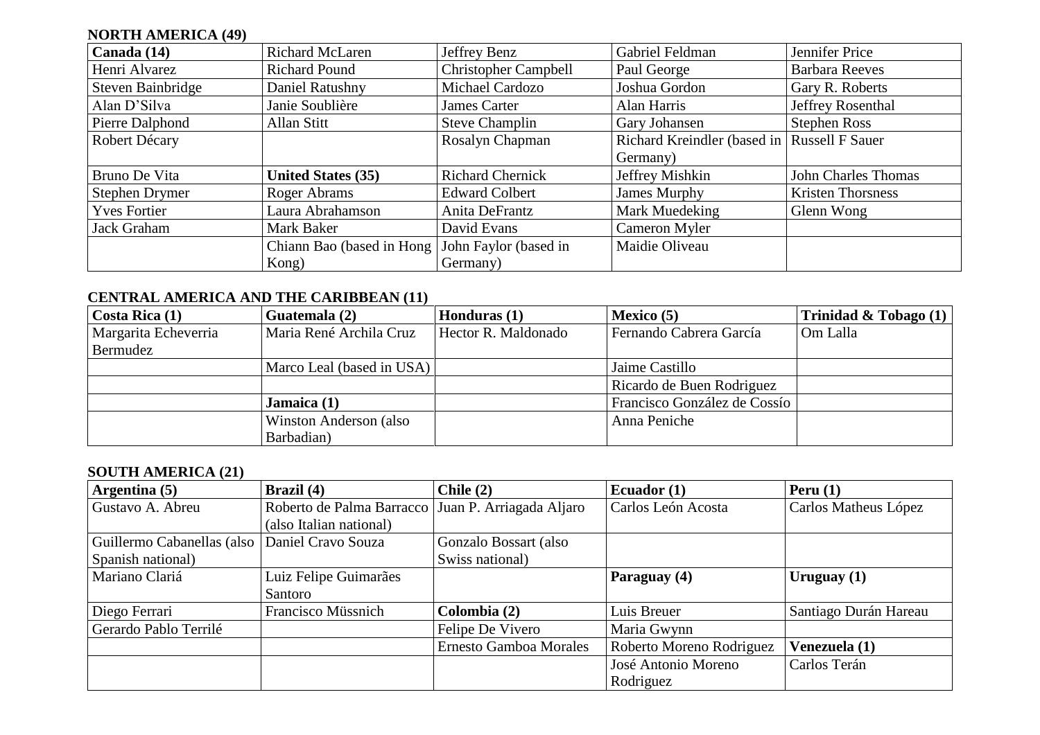### NORTH AMERICA (49)

| **Canada (14)** | Richard McLaren | Jeffrey Benz | Gabriel Feldman | Jennifer Price |
|---|---|---|---|---|
| Henri Alvarez | Richard Pound | Christopher Campbell | Paul George | Barbara Reeves |
| Steven Bainbridge | Daniel Ratushny | Michael Cardozo | Joshua Gordon | Gary R. Roberts |
| Alan D'Silva | Janie Soublière | James Carter | Alan Harris | Jeffrey Rosenthal |
| Pierre Dalphond | Allan Stitt | Steve Champlin | Gary Johansen | Stephen Ross |
| Robert Décary | | Rosalyn Chapman | Richard Kreindler (based in Germany) | Russell F Sauer |
| Bruno De Vita | **United States (35)** | Richard Chernick | Jeffrey Mishkin | John Charles Thomas |
| Stephen Drymer | Roger Abrams | Edward Colbert | James Murphy | Kristen Thorsness |
| Yves Fortier | Laura Abrahamson | Anita DeFrantz | Mark Muedeking | Glenn Wong |
| Jack Graham | Mark Baker | David Evans | Cameron Myler | |
| | Chiann Bao (based in Hong Kong) | John Faylor (based in Germany) | Maidie Oliveau | |

### CENTRAL AMERICA AND THE CARIBBEAN (11)

| **Costa Rica (1)** | **Guatemala (2)** | **Honduras (1)** | **Mexico (5)** | **Trinidad & Tobago (1)** |
|---|---|---|---|---|
| Margarita Echeverria Bermudez | Maria René Archila Cruz | Hector R. Maldonado | Fernando Cabrera García | Om Lalla |
| | Marco Leal (based in USA) | | Jaime Castillo | |
| | | | Ricardo de Buen Rodriguez | |
| | **Jamaica (1)** | | Francisco González de Cossío | |
| | Winston Anderson (also Barbadian) | | Anna Peniche | |

### SOUTH AMERICA (21)

| **Argentina (5)** | **Brazil (4)** | **Chile (2)** | **Ecuador (1)** | **Peru (1)** |
|---|---|---|---|---|
| Gustavo A. Abreu | Roberto de Palma Barracco (also Italian national) | Juan P. Arriagada Aljaro | Carlos León Acosta | Carlos Matheus López |
| Guillermo Cabanellas (also Spanish national) | Daniel Cravo Souza | Gonzalo Bossart (also Swiss national) | | |
| Mariano Clariá | Luiz Felipe Guimarães Santoro | | **Paraguay (4)** | **Uruguay (1)** |
| Diego Ferrari | Francisco Müssnich | **Colombia (2)** | Luis Breuer | Santiago Durán Hareau |
| Gerardo Pablo Terrilé | | Felipe De Vivero | Maria Gwynn | |
| | | Ernesto Gamboa Morales | Roberto Moreno Rodriguez | **Venezuela (1)** |
| | | | José Antonio Moreno Rodriguez | Carlos Terán |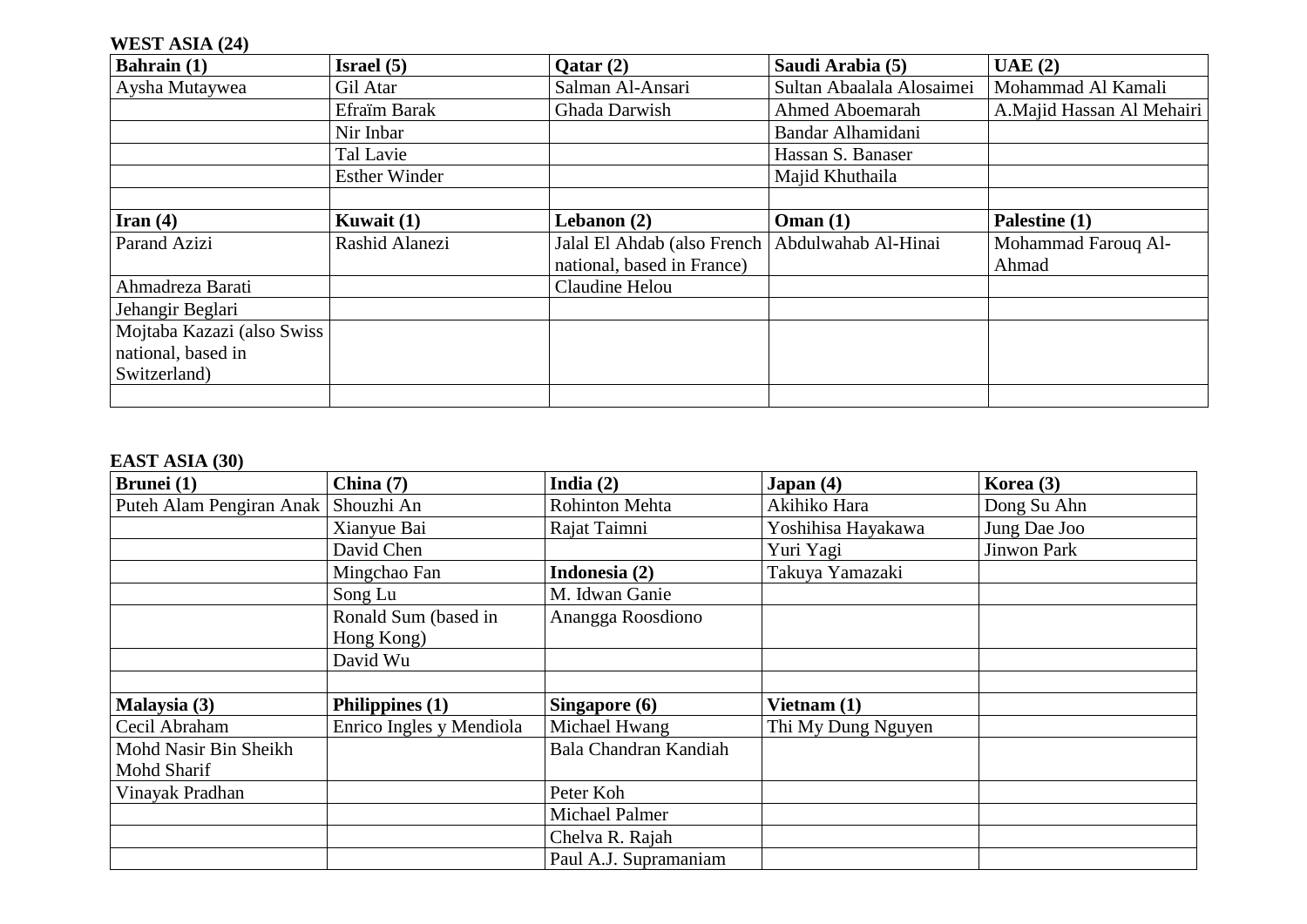**WEST ASIA (24)**

| Bahrain (1) | Israel (5) | Qatar (2) | Saudi Arabia (5) | UAE (2) |
|---|---|---|---|---|
| Aysha Mutaywea | Gil Atar | Salman Al-Ansari | Sultan Abaalala Alosaimei | Mohammad Al Kamali |
| | Efraïm Barak | Ghada Darwish | Ahmed Aboemarah | A.Majid Hassan Al Mehairi |
| | Nir Inbar | | Bandar Alhamidani | |
| | Tal Lavie | | Hassan S. Banaser | |
| | Esther Winder | | Majid Khuthaila | |
| | | | | |
| **Iran (4)** | **Kuwait (1)** | **Lebanon (2)** | **Oman (1)** | **Palestine (1)** |
| Parand Azizi | Rashid Alanezi | Jalal El Ahdab (also French national, based in France) | Abdulwahab Al-Hinai | Mohammad Farouq Al-Ahmad |
| Ahmadreza Barati | | Claudine Helou | | |
| Jehangir Beglari | | | | |
| Mojtaba Kazazi (also Swiss national, based in Switzerland) | | | | |
| | | | | |

**EAST ASIA (30)**

| Brunei (1) | China (7) | India (2) | Japan (4) | Korea (3) |
|---|---|---|---|---|
| Puteh Alam Pengiran Anak | Shouzhi An | Rohinton Mehta | Akihiko Hara | Dong Su Ahn |
| | Xianyue Bai | Rajat Taimni | Yoshihisa Hayakawa | Jung Dae Joo |
| | David Chen | | Yuri Yagi | Jinwon Park |
| | Mingchao Fan | **Indonesia (2)** | Takuya Yamazaki | |
| | Song Lu | M. Idwan Ganie | | |
| | Ronald Sum (based in Hong Kong) | Anangga Roosdiono | | |
| | David Wu | | | |
| | | | | |
| **Malaysia (3)** | **Philippines (1)** | **Singapore (6)** | **Vietnam (1)** | |
| Cecil Abraham | Enrico Ingles y Mendiola | Michael Hwang | Thi My Dung Nguyen | |
| Mohd Nasir Bin Sheikh Mohd Sharif | | Bala Chandran Kandiah | | |
| Vinayak Pradhan | | Peter Koh | | |
| | | Michael Palmer | | |
| | | Chelva R. Rajah | | |
| | | Paul A.J. Supramaniam | | |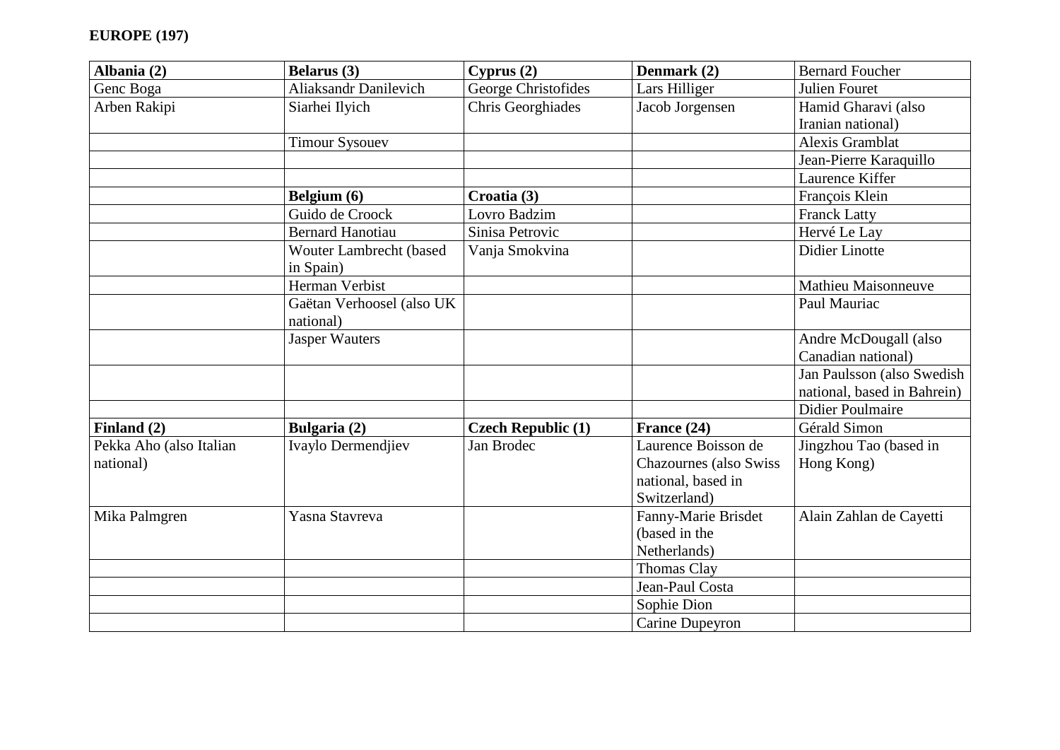**EUROPE (197)**

| **Albania (2)** | **Belarus (3)** | **Cyprus (2)** | **Denmark (2)** | Bernard Foucher |
|---|---|---|---|---|
| Genc Boga | Aliaksandr Danilevich | George Christofides | Lars Hilliger | Julien Fouret |
| Arben Rakipi | Siarhei Ilyich | Chris Georghiades | Jacob Jorgensen | Hamid Gharavi (also Iranian national) |
| | Timour Sysouev | | | Alexis Gramblat |
| | | | | Jean-Pierre Karaquillo |
| | | | | Laurence Kiffer |
| | **Belgium (6)** | **Croatia (3)** | | François Klein |
| | Guido de Croock | Lovro Badzim | | Franck Latty |
| | Bernard Hanotiau | Sinisa Petrovic | | Hervé Le Lay |
| | Wouter Lambrecht (based in Spain) | Vanja Smokvina | | Didier Linotte |
| | Herman Verbist | | | Mathieu Maisonneuve |
| | Gaëtan Verhoosel (also UK national) | | | Paul Mauriac |
| | Jasper Wauters | | | Andre McDougall (also Canadian national) |
| | | | | Jan Paulsson (also Swedish national, based in Bahrein) |
| | | | | Didier Poulmaire |
| **Finland (2)** | **Bulgaria (2)** | **Czech Republic (1)** | **France (24)** | Gérald Simon |
| Pekka Aho (also Italian national) | Ivaylo Dermendjiev | Jan Brodec | Laurence Boisson de Chazournes (also Swiss national, based in Switzerland) | Jingzhou Tao (based in Hong Kong) |
| Mika Palmgren | Yasna Stavreva | | Fanny-Marie Brisdet (based in the Netherlands) | Alain Zahlan de Cayetti |
| | | | Thomas Clay | |
| | | | Jean-Paul Costa | |
| | | | Sophie Dion | |
| | | | Carine Dupeyron | |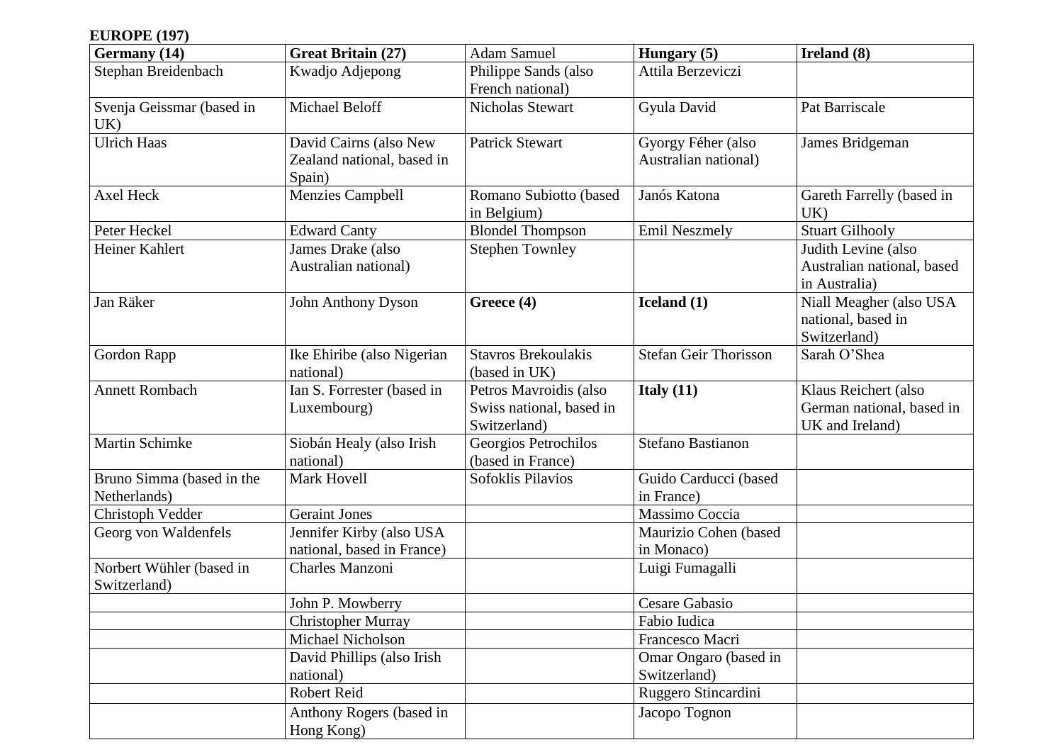**EUROPE (197)**

| **Germany (14)** | **Great Britain (27)** | Adam Samuel | **Hungary (5)** | **Ireland (8)** |
|---|---|---|---|---|
| Stephan Breidenbach | Kwadjo Adjepong | Philippe Sands (also French national) | Attila Berzeviczi | |
| Svenja Geissmar (based in UK) | Michael Beloff | Nicholas Stewart | Gyula David | Pat Barriscale |
| Ulrich Haas | David Cairns (also New Zealand national, based in Spain) | Patrick Stewart | Gyorgy Féher (also Australian national) | James Bridgeman |
| Axel Heck | Menzies Campbell | Romano Subiotto (based in Belgium) | Janós Katona | Gareth Farrelly (based in UK) |
| Peter Heckel | Edward Canty | Blondel Thompson | Emil Neszmely | Stuart Gilhooly |
| Heiner Kahlert | James Drake (also Australian national) | Stephen Townley | | Judith Levine (also Australian national, based in Australia) |
| Jan Räker | John Anthony Dyson | **Greece (4)** | **Iceland (1)** | Niall Meagher (also USA national, based in Switzerland) |
| Gordon Rapp | Ike Ehiribe (also Nigerian national) | Stavros Brekoulakis (based in UK) | Stefan Geir Thorisson | Sarah O'Shea |
| Annett Rombach | Ian S. Forrester (based in Luxembourg) | Petros Mavroidis (also Swiss national, based in Switzerland) | **Italy (11)** | Klaus Reichert (also German national, based in UK and Ireland) |
| Martin Schimke | Siobán Healy (also Irish national) | Georgios Petrochilos (based in France) | Stefano Bastianon | |
| Bruno Simma (based in the Netherlands) | Mark Hovell | Sofoklis Pilavios | Guido Carducci (based in France) | |
| Christoph Vedder | Geraint Jones | | Massimo Coccia | |
| Georg von Waldenfels | Jennifer Kirby (also USA national, based in France) | | Maurizio Cohen (based in Monaco) | |
| Norbert Wühler (based in Switzerland) | Charles Manzoni | | Luigi Fumagalli | |
| | John P. Mowberry | | Cesare Gabasio | |
| | Christopher Murray | | Fabio Iudica | |
| | Michael Nicholson | | Francesco Macri | |
| | David Phillips (also Irish national) | | Omar Ongaro (based in Switzerland) | |
| | Robert Reid | | Ruggero Stincardini | |
| | Anthony Rogers (based in Hong Kong) | | Jacopo Tognon | |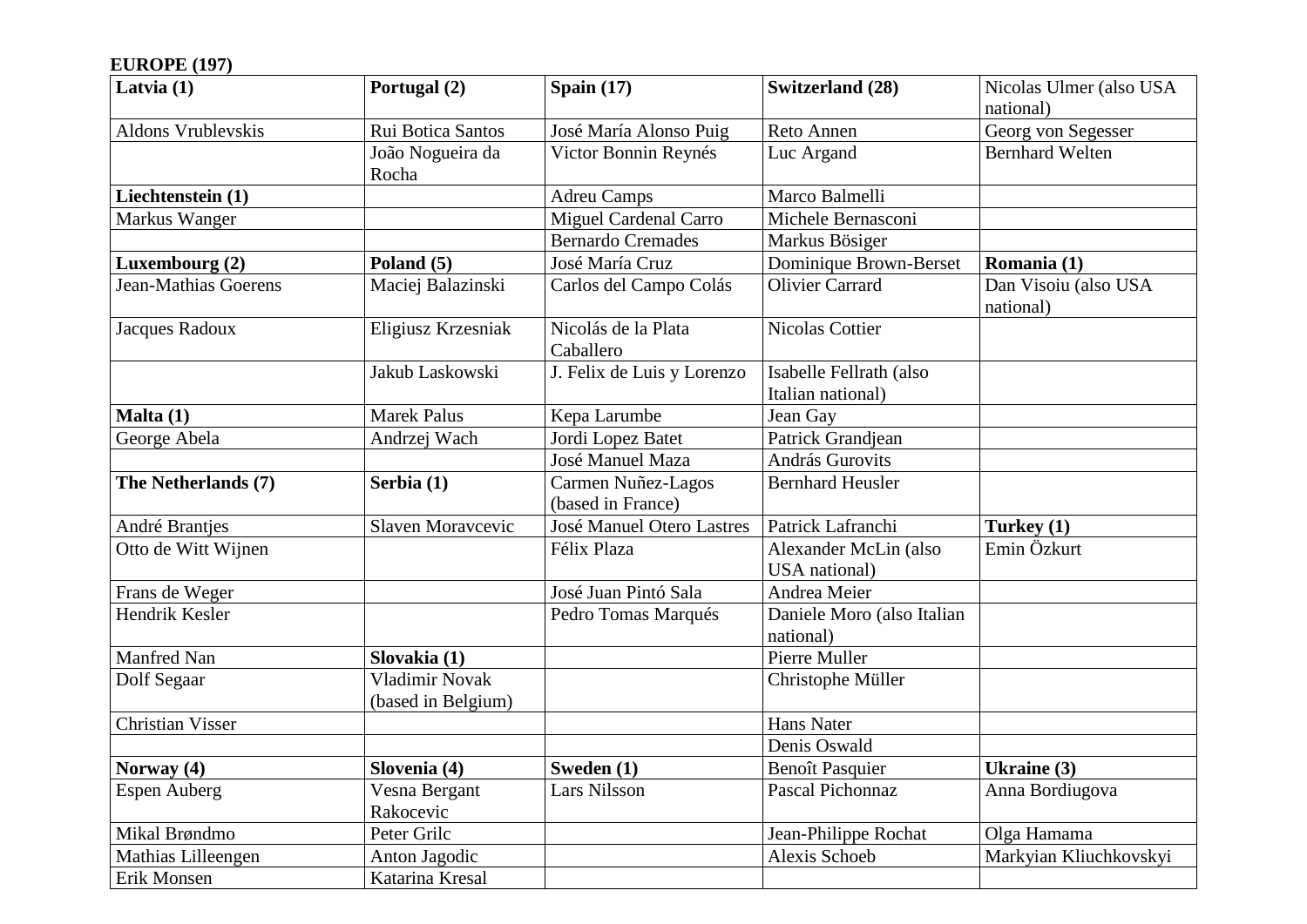**EUROPE (197)**

| **Latvia (1)** | **Portugal (2)** | **Spain (17)** | **Switzerland (28)** | Nicolas Ulmer (also USA national) |
|---|---|---|---|---|
| Aldons Vrublevskis | Rui Botica Santos | José María Alonso Puig | Reto Annen | Georg von Segesser |
| | João Nogueira da Rocha | Victor Bonnin Reynés | Luc Argand | Bernhard Welten |
| **Liechtenstein (1)** | | Adreu Camps | Marco Balmelli | |
| Markus Wanger | | Miguel Cardenal Carro | Michele Bernasconi | |
| | | Bernardo Cremades | Markus Bösiger | |
| **Luxembourg (2)** | **Poland (5)** | José María Cruz | Dominique Brown-Berset | **Romania (1)** |
| Jean-Mathias Goerens | Maciej Balazinski | Carlos del Campo Colás | Olivier Carrard | Dan Visoiu (also USA national) |
| Jacques Radoux | Eligiusz Krzesniak | Nicolás de la Plata Caballero | Nicolas Cottier | |
| | Jakub Laskowski | J. Felix de Luis y Lorenzo | Isabelle Fellrath (also Italian national) | |
| **Malta (1)** | Marek Palus | Kepa Larumbe | Jean Gay | |
| George Abela | Andrzej Wach | Jordi Lopez Batet | Patrick Grandjean | |
| | | José Manuel Maza | András Gurovits | |
| **The Netherlands (7)** | **Serbia (1)** | Carmen Nuñez-Lagos (based in France) | Bernhard Heusler | |
| André Brantjes | Slaven Moravcevic | José Manuel Otero Lastres | Patrick Lafranchi | **Turkey (1)** |
| Otto de Witt Wijnen | | Félix Plaza | Alexander McLin (also USA national) | Emin Özkurt |
| Frans de Weger | | José Juan Pintó Sala | Andrea Meier | |
| Hendrik Kesler | | Pedro Tomas Marqués | Daniele Moro (also Italian national) | |
| Manfred Nan | **Slovakia (1)** | | Pierre Muller | |
| Dolf Segaar | Vladimir Novak (based in Belgium) | | Christophe Müller | |
| Christian Visser | | | Hans Nater | |
| | | | Denis Oswald | |
| **Norway (4)** | **Slovenia (4)** | **Sweden (1)** | Benoît Pasquier | **Ukraine (3)** |
| Espen Auberg | Vesna Bergant Rakocevic | Lars Nilsson | Pascal Pichonnaz | Anna Bordiugova |
| Mikal Brøndmo | Peter Grilc | | Jean-Philippe Rochat | Olga Hamama |
| Mathias Lilleengen | Anton Jagodic | | Alexis Schoeb | Markyian Kliuchkovskyi |
| Erik Monsen | Katarina Kresal | | | |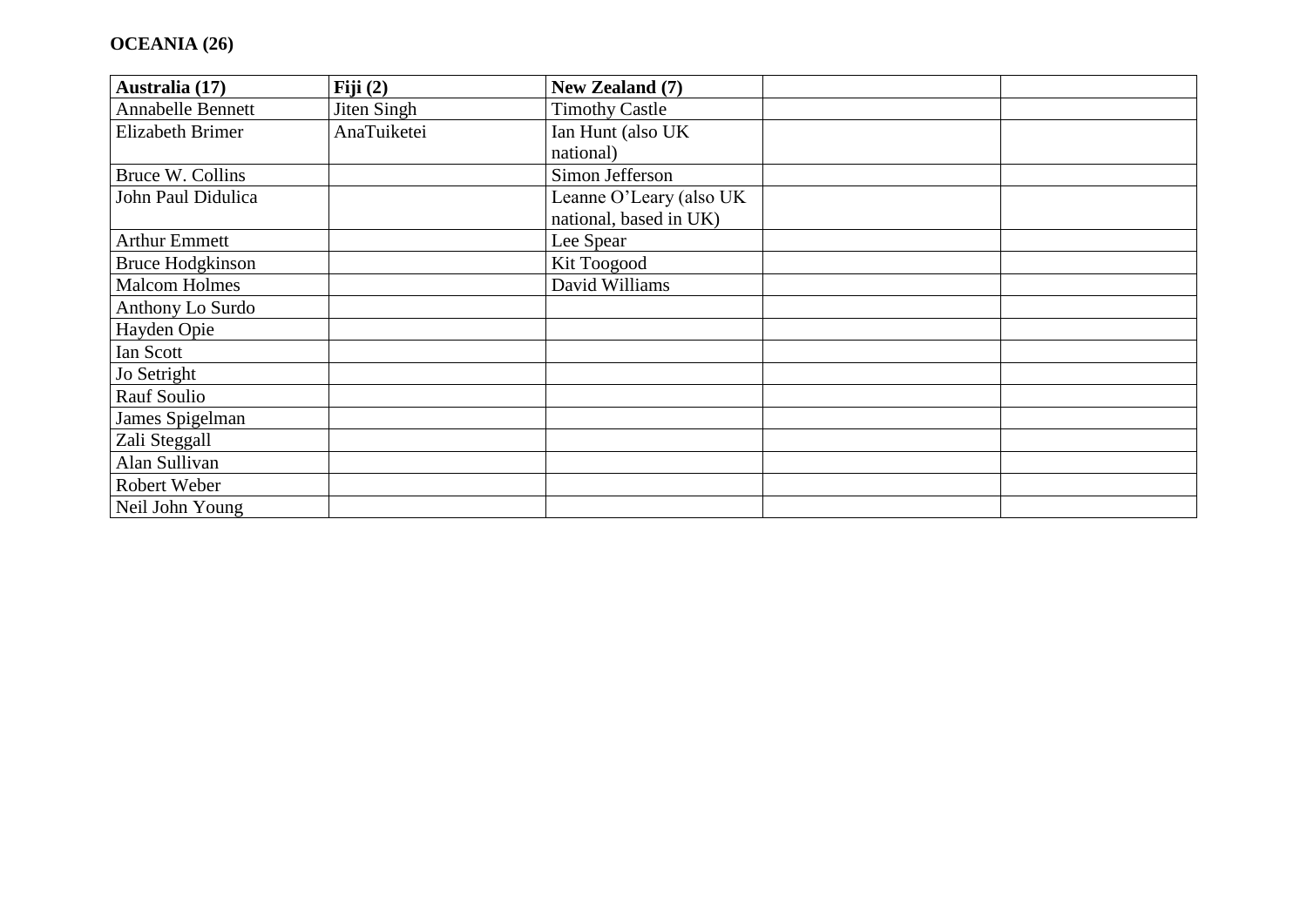**OCEANIA (26)**

| Australia (17) | Fiji (2) | New Zealand (7) | | |
|---|---|---|---|---|
| Annabelle Bennett | Jiten Singh | Timothy Castle | | |
| Elizabeth Brimer | AnaTuiketei | Ian Hunt (also UK national) | | |
| Bruce W. Collins | | Simon Jefferson | | |
| John Paul Didulica | | Leanne O'Leary (also UK national, based in UK) | | |
| Arthur Emmett | | Lee Spear | | |
| Bruce Hodgkinson | | Kit Toogood | | |
| Malcom Holmes | | David Williams | | |
| Anthony Lo Surdo | | | | |
| Hayden Opie | | | | |
| Ian Scott | | | | |
| Jo Setright | | | | |
| Rauf Soulio | | | | |
| James Spigelman | | | | |
| Zali Steggall | | | | |
| Alan Sullivan | | | | |
| Robert Weber | | | | |
| Neil John Young | | | | |